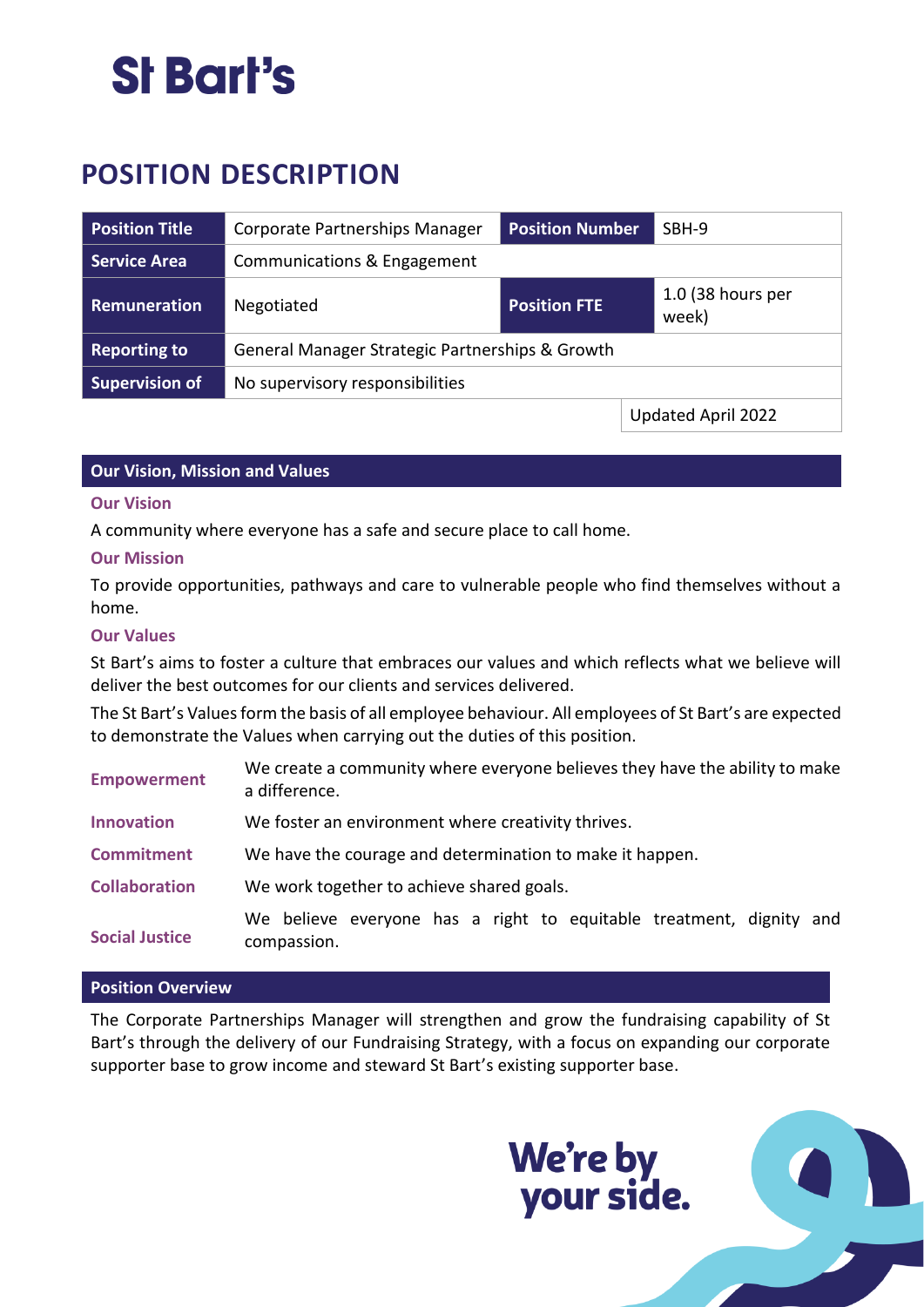St Bart's

# POSITION DESCRIPTION

| Position Title | Corporate Partnerships Manager | Position Number | SBH-9 |
|---|---|---|---|
| Service Area | Communications & Engagement | | |
| Remuneration | Negotiated | Position FTE | 1.0 (38 hours per week) |
| Reporting to | General Manager Strategic Partnerships & Growth | | |
| Supervision of | No supervisory responsibilities | | |
| | | | Updated April 2022 |

## Our Vision, Mission and Values

### Our Vision

A community where everyone has a safe and secure place to call home.

### Our Mission

To provide opportunities, pathways and care to vulnerable people who find themselves without a home.

### Our Values

St Bart's aims to foster a culture that embraces our values and which reflects what we believe will deliver the best outcomes for our clients and services delivered.

The St Bart's Values form the basis of all employee behaviour. All employees of St Bart's are expected to demonstrate the Values when carrying out the duties of this position.

| | |
|---|---|
| **Empowerment** | We create a community where everyone believes they have the ability to make a difference. |
| **Innovation** | We foster an environment where creativity thrives. |
| **Commitment** | We have the courage and determination to make it happen. |
| **Collaboration** | We work together to achieve shared goals. |
| **Social Justice** | We believe everyone has a right to equitable treatment, dignity and compassion. |

## Position Overview

The Corporate Partnerships Manager will strengthen and grow the fundraising capability of St Bart's through the delivery of our Fundraising Strategy, with a focus on expanding our corporate supporter base to grow income and steward St Bart's existing supporter base.

We're by your side.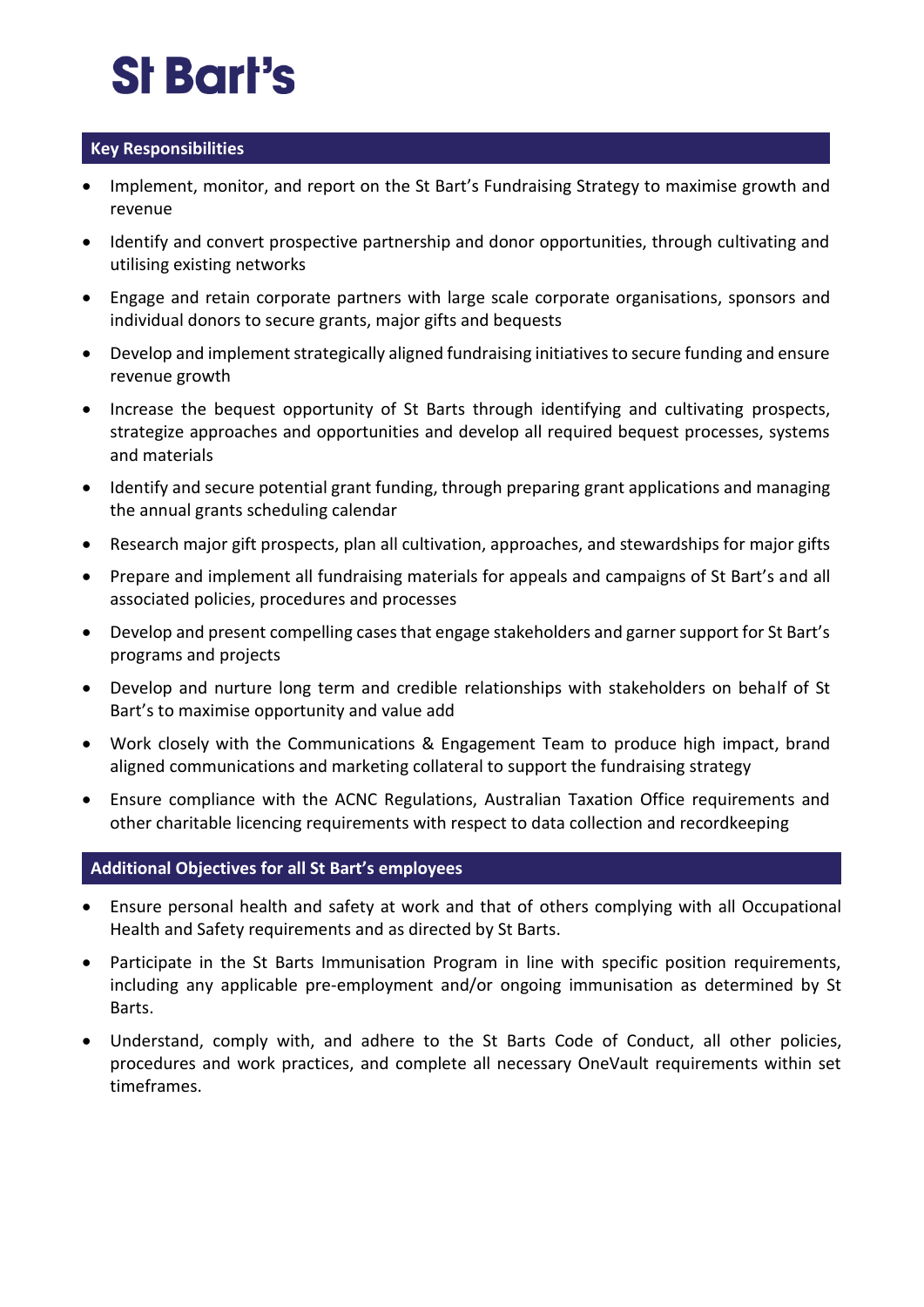## Key Responsibilities

- Implement, monitor, and report on the St Bart's Fundraising Strategy to maximise growth and revenue
- Identify and convert prospective partnership and donor opportunities, through cultivating and utilising existing networks
- Engage and retain corporate partners with large scale corporate organisations, sponsors and individual donors to secure grants, major gifts and bequests
- Develop and implement strategically aligned fundraising initiatives to secure funding and ensure revenue growth
- Increase the bequest opportunity of St Barts through identifying and cultivating prospects, strategize approaches and opportunities and develop all required bequest processes, systems and materials
- Identify and secure potential grant funding, through preparing grant applications and managing the annual grants scheduling calendar
- Research major gift prospects, plan all cultivation, approaches, and stewardships for major gifts
- Prepare and implement all fundraising materials for appeals and campaigns of St Bart's and all associated policies, procedures and processes
- Develop and present compelling cases that engage stakeholders and garner support for St Bart's programs and projects
- Develop and nurture long term and credible relationships with stakeholders on behalf of St Bart's to maximise opportunity and value add
- Work closely with the Communications & Engagement Team to produce high impact, brand aligned communications and marketing collateral to support the fundraising strategy
- Ensure compliance with the ACNC Regulations, Australian Taxation Office requirements and other charitable licencing requirements with respect to data collection and recordkeeping

## Additional Objectives for all St Bart's employees

- Ensure personal health and safety at work and that of others complying with all Occupational Health and Safety requirements and as directed by St Barts.
- Participate in the St Barts Immunisation Program in line with specific position requirements, including any applicable pre-employment and/or ongoing immunisation as determined by St Barts.
- Understand, comply with, and adhere to the St Barts Code of Conduct, all other policies, procedures and work practices, and complete all necessary OneVault requirements within set timeframes.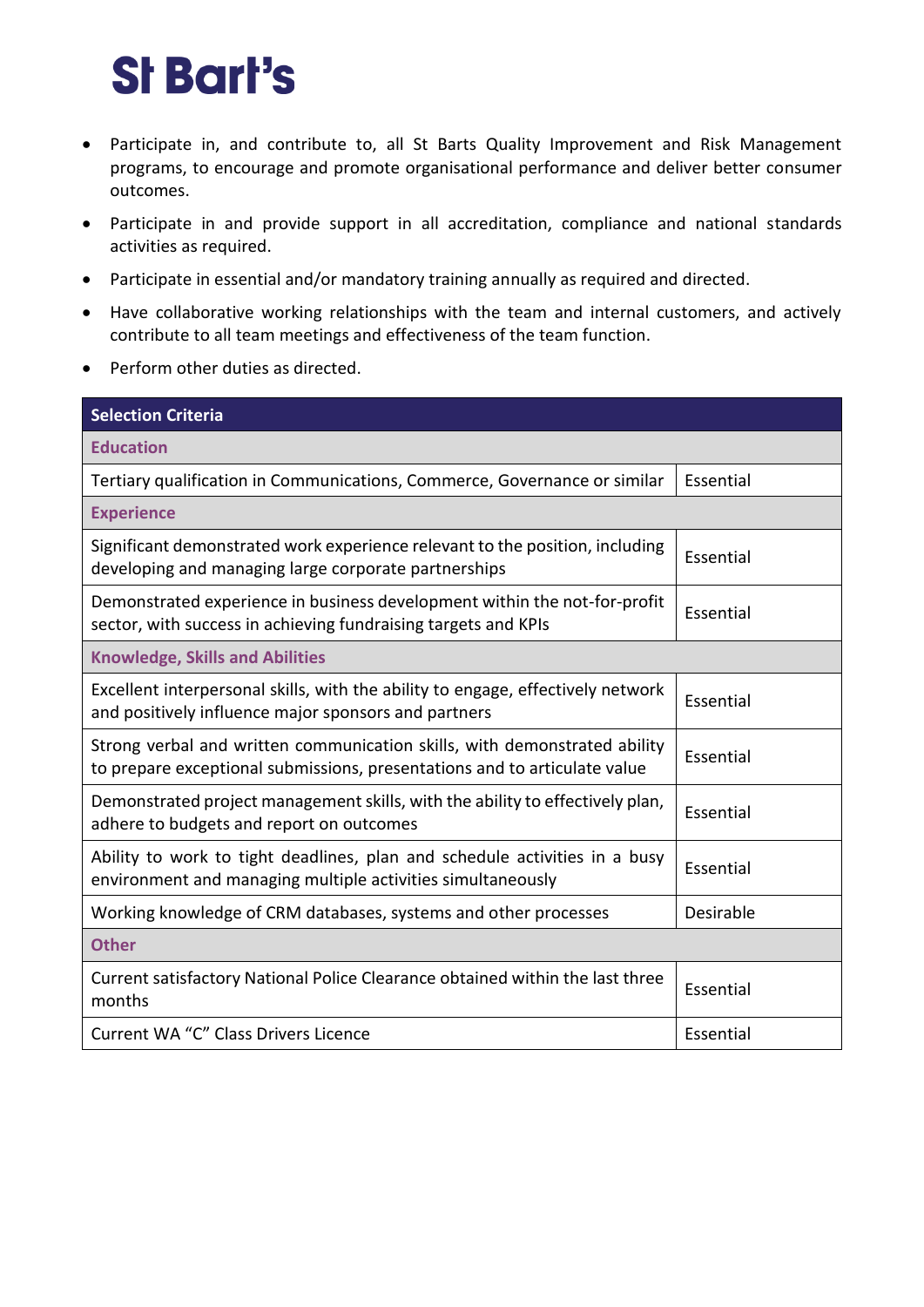- Participate in, and contribute to, all St Barts Quality Improvement and Risk Management programs, to encourage and promote organisational performance and deliver better consumer outcomes.
- Participate in and provide support in all accreditation, compliance and national standards activities as required.
- Participate in essential and/or mandatory training annually as required and directed.
- Have collaborative working relationships with the team and internal customers, and actively contribute to all team meetings and effectiveness of the team function.
- Perform other duties as directed.

| **Selection Criteria** | |
|---|---|
| **Education** | |
| Tertiary qualification in Communications, Commerce, Governance or similar | Essential |
| **Experience** | |
| Significant demonstrated work experience relevant to the position, including developing and managing large corporate partnerships | Essential |
| Demonstrated experience in business development within the not-for-profit sector, with success in achieving fundraising targets and KPIs | Essential |
| **Knowledge, Skills and Abilities** | |
| Excellent interpersonal skills, with the ability to engage, effectively network and positively influence major sponsors and partners | Essential |
| Strong verbal and written communication skills, with demonstrated ability to prepare exceptional submissions, presentations and to articulate value | Essential |
| Demonstrated project management skills, with the ability to effectively plan, adhere to budgets and report on outcomes | Essential |
| Ability to work to tight deadlines, plan and schedule activities in a busy environment and managing multiple activities simultaneously | Essential |
| Working knowledge of CRM databases, systems and other processes | Desirable |
| **Other** | |
| Current satisfactory National Police Clearance obtained within the last three months | Essential |
| Current WA "C" Class Drivers Licence | Essential |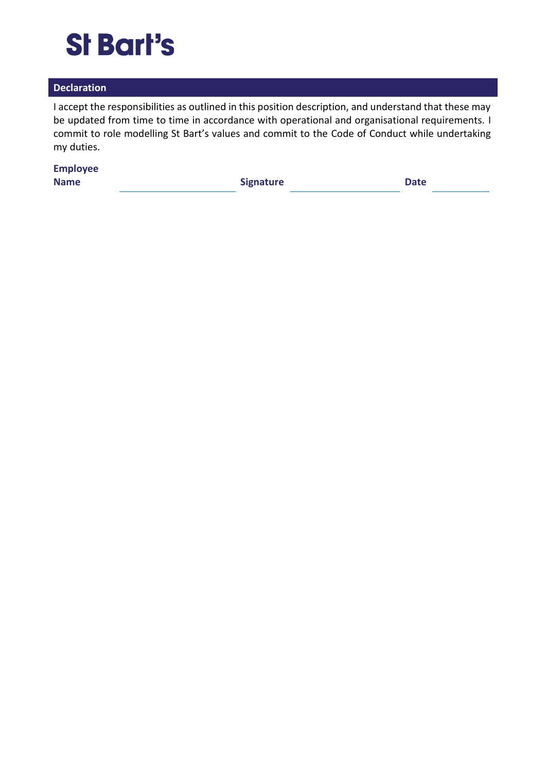St Bart's

## Declaration

I accept the responsibilities as outlined in this position description, and understand that these may be updated from time to time in accordance with operational and organisational requirements. I commit to role modelling St Bart's values and commit to the Code of Conduct while undertaking my duties.

**Employee Name** \_\_\_\_\_\_\_\_\_\_\_\_\_\_\_\_ **Signature** \_\_\_\_\_\_\_\_\_\_\_\_\_\_\_\_ **Date** \_\_\_\_\_\_\_\_\_\_